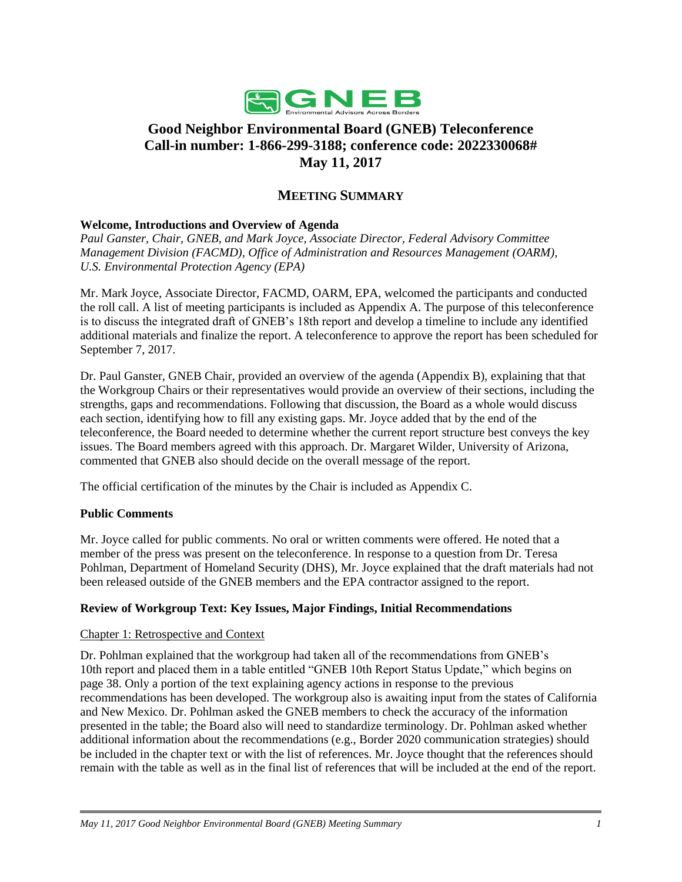# Good Neighbor Environmental Board (GNEB) Teleconference
# Call-in number: 1-866-299-3188; conference code: 2022330068#
# May 11, 2017

## MEETING SUMMARY

**Welcome, Introductions and Overview of Agenda**

*Paul Ganster, Chair, GNEB, and Mark Joyce, Associate Director, Federal Advisory Committee Management Division (FACMD), Office of Administration and Resources Management (OARM), U.S. Environmental Protection Agency (EPA)*

Mr. Mark Joyce, Associate Director, FACMD, OARM, EPA, welcomed the participants and conducted the roll call. A list of meeting participants is included as Appendix A. The purpose of this teleconference is to discuss the integrated draft of GNEB's 18th report and develop a timeline to include any identified additional materials and finalize the report. A teleconference to approve the report has been scheduled for September 7, 2017.

Dr. Paul Ganster, GNEB Chair, provided an overview of the agenda (Appendix B), explaining that that the Workgroup Chairs or their representatives would provide an overview of their sections, including the strengths, gaps and recommendations. Following that discussion, the Board as a whole would discuss each section, identifying how to fill any existing gaps. Mr. Joyce added that by the end of the teleconference, the Board needed to determine whether the current report structure best conveys the key issues. The Board members agreed with this approach. Dr. Margaret Wilder, University of Arizona, commented that GNEB also should decide on the overall message of the report.

The official certification of the minutes by the Chair is included as Appendix C.

**Public Comments**

Mr. Joyce called for public comments. No oral or written comments were offered. He noted that a member of the press was present on the teleconference. In response to a question from Dr. Teresa Pohlman, Department of Homeland Security (DHS), Mr. Joyce explained that the draft materials had not been released outside of the GNEB members and the EPA contractor assigned to the report.

**Review of Workgroup Text: Key Issues, Major Findings, Initial Recommendations**

Chapter 1: Retrospective and Context

Dr. Pohlman explained that the workgroup had taken all of the recommendations from GNEB's 10th report and placed them in a table entitled "GNEB 10th Report Status Update," which begins on page 38. Only a portion of the text explaining agency actions in response to the previous recommendations has been developed. The workgroup also is awaiting input from the states of California and New Mexico. Dr. Pohlman asked the GNEB members to check the accuracy of the information presented in the table; the Board also will need to standardize terminology. Dr. Pohlman asked whether additional information about the recommendations (e.g., Border 2020 communication strategies) should be included in the chapter text or with the list of references. Mr. Joyce thought that the references should remain with the table as well as in the final list of references that will be included at the end of the report.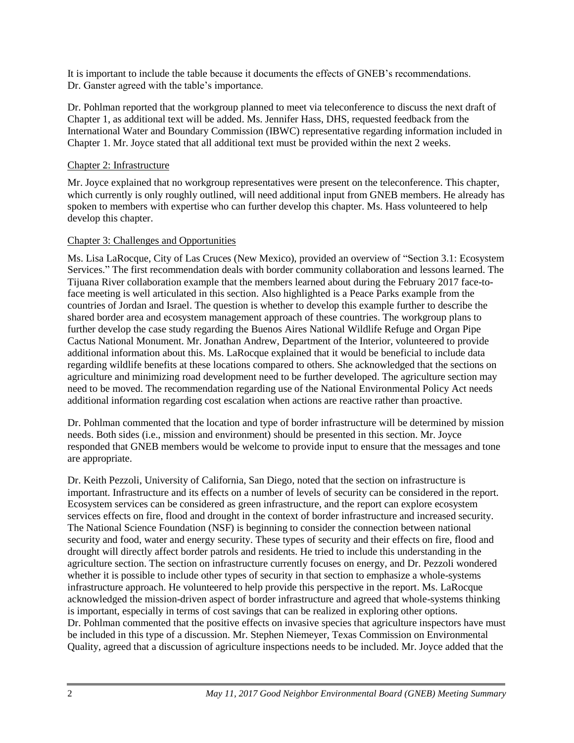It is important to include the table because it documents the effects of GNEB's recommendations. Dr. Ganster agreed with the table's importance.

Dr. Pohlman reported that the workgroup planned to meet via teleconference to discuss the next draft of Chapter 1, as additional text will be added. Ms. Jennifer Hass, DHS, requested feedback from the International Water and Boundary Commission (IBWC) representative regarding information included in Chapter 1. Mr. Joyce stated that all additional text must be provided within the next 2 weeks.

Chapter 2: Infrastructure

Mr. Joyce explained that no workgroup representatives were present on the teleconference. This chapter, which currently is only roughly outlined, will need additional input from GNEB members. He already has spoken to members with expertise who can further develop this chapter. Ms. Hass volunteered to help develop this chapter.

Chapter 3: Challenges and Opportunities

Ms. Lisa LaRocque, City of Las Cruces (New Mexico), provided an overview of "Section 3.1: Ecosystem Services." The first recommendation deals with border community collaboration and lessons learned. The Tijuana River collaboration example that the members learned about during the February 2017 face-to-face meeting is well articulated in this section. Also highlighted is a Peace Parks example from the countries of Jordan and Israel. The question is whether to develop this example further to describe the shared border area and ecosystem management approach of these countries. The workgroup plans to further develop the case study regarding the Buenos Aires National Wildlife Refuge and Organ Pipe Cactus National Monument. Mr. Jonathan Andrew, Department of the Interior, volunteered to provide additional information about this. Ms. LaRocque explained that it would be beneficial to include data regarding wildlife benefits at these locations compared to others. She acknowledged that the sections on agriculture and minimizing road development need to be further developed. The agriculture section may need to be moved. The recommendation regarding use of the National Environmental Policy Act needs additional information regarding cost escalation when actions are reactive rather than proactive.

Dr. Pohlman commented that the location and type of border infrastructure will be determined by mission needs. Both sides (i.e., mission and environment) should be presented in this section. Mr. Joyce responded that GNEB members would be welcome to provide input to ensure that the messages and tone are appropriate.

Dr. Keith Pezzoli, University of California, San Diego, noted that the section on infrastructure is important. Infrastructure and its effects on a number of levels of security can be considered in the report. Ecosystem services can be considered as green infrastructure, and the report can explore ecosystem services effects on fire, flood and drought in the context of border infrastructure and increased security. The National Science Foundation (NSF) is beginning to consider the connection between national security and food, water and energy security. These types of security and their effects on fire, flood and drought will directly affect border patrols and residents. He tried to include this understanding in the agriculture section. The section on infrastructure currently focuses on energy, and Dr. Pezzoli wondered whether it is possible to include other types of security in that section to emphasize a whole-systems infrastructure approach. He volunteered to help provide this perspective in the report. Ms. LaRocque acknowledged the mission-driven aspect of border infrastructure and agreed that whole-systems thinking is important, especially in terms of cost savings that can be realized in exploring other options. Dr. Pohlman commented that the positive effects on invasive species that agriculture inspectors have must be included in this type of a discussion. Mr. Stephen Niemeyer, Texas Commission on Environmental Quality, agreed that a discussion of agriculture inspections needs to be included. Mr. Joyce added that the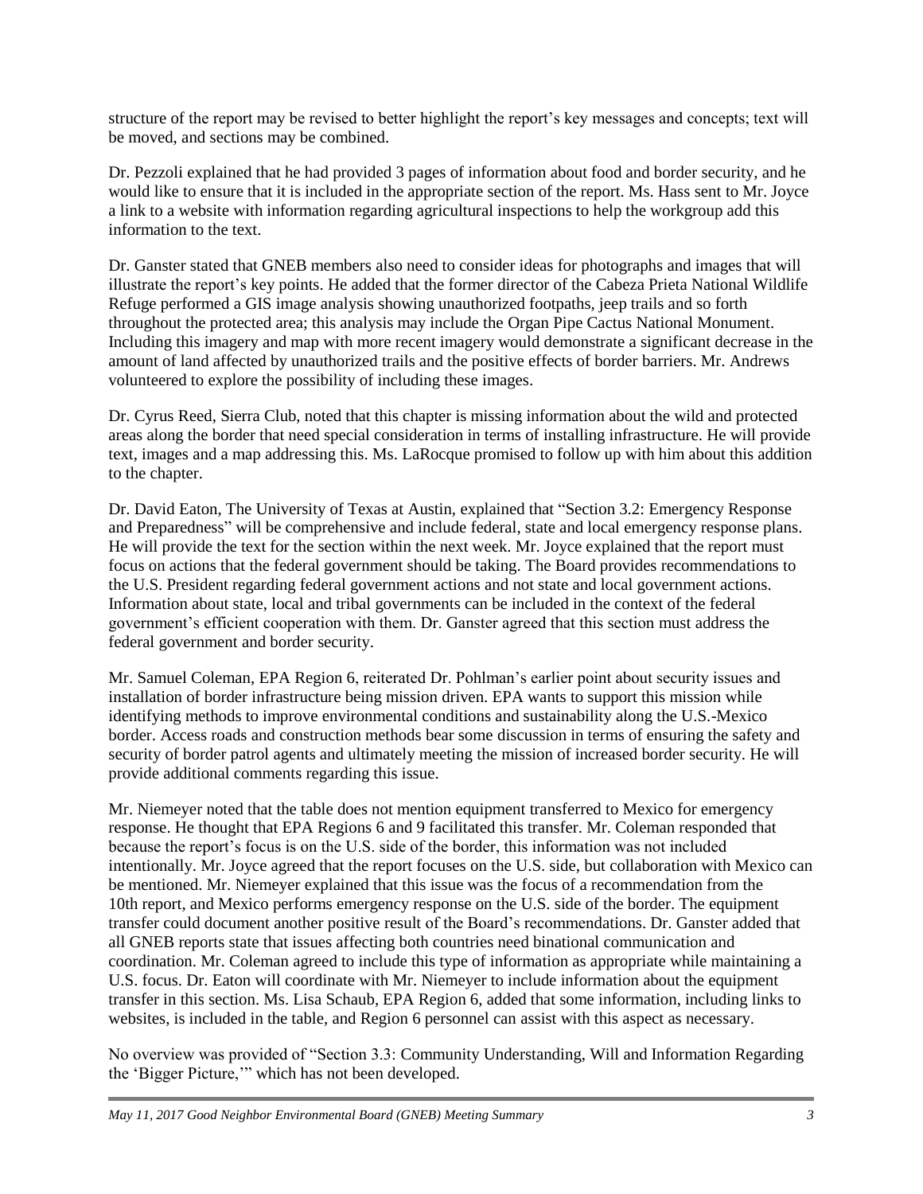structure of the report may be revised to better highlight the report's key messages and concepts; text will be moved, and sections may be combined.

Dr. Pezzoli explained that he had provided 3 pages of information about food and border security, and he would like to ensure that it is included in the appropriate section of the report. Ms. Hass sent to Mr. Joyce a link to a website with information regarding agricultural inspections to help the workgroup add this information to the text.

Dr. Ganster stated that GNEB members also need to consider ideas for photographs and images that will illustrate the report's key points. He added that the former director of the Cabeza Prieta National Wildlife Refuge performed a GIS image analysis showing unauthorized footpaths, jeep trails and so forth throughout the protected area; this analysis may include the Organ Pipe Cactus National Monument. Including this imagery and map with more recent imagery would demonstrate a significant decrease in the amount of land affected by unauthorized trails and the positive effects of border barriers. Mr. Andrews volunteered to explore the possibility of including these images.

Dr. Cyrus Reed, Sierra Club, noted that this chapter is missing information about the wild and protected areas along the border that need special consideration in terms of installing infrastructure. He will provide text, images and a map addressing this. Ms. LaRocque promised to follow up with him about this addition to the chapter.

Dr. David Eaton, The University of Texas at Austin, explained that "Section 3.2: Emergency Response and Preparedness" will be comprehensive and include federal, state and local emergency response plans. He will provide the text for the section within the next week. Mr. Joyce explained that the report must focus on actions that the federal government should be taking. The Board provides recommendations to the U.S. President regarding federal government actions and not state and local government actions. Information about state, local and tribal governments can be included in the context of the federal government's efficient cooperation with them. Dr. Ganster agreed that this section must address the federal government and border security.

Mr. Samuel Coleman, EPA Region 6, reiterated Dr. Pohlman's earlier point about security issues and installation of border infrastructure being mission driven. EPA wants to support this mission while identifying methods to improve environmental conditions and sustainability along the U.S.-Mexico border. Access roads and construction methods bear some discussion in terms of ensuring the safety and security of border patrol agents and ultimately meeting the mission of increased border security. He will provide additional comments regarding this issue.

Mr. Niemeyer noted that the table does not mention equipment transferred to Mexico for emergency response. He thought that EPA Regions 6 and 9 facilitated this transfer. Mr. Coleman responded that because the report's focus is on the U.S. side of the border, this information was not included intentionally. Mr. Joyce agreed that the report focuses on the U.S. side, but collaboration with Mexico can be mentioned. Mr. Niemeyer explained that this issue was the focus of a recommendation from the 10th report, and Mexico performs emergency response on the U.S. side of the border. The equipment transfer could document another positive result of the Board's recommendations. Dr. Ganster added that all GNEB reports state that issues affecting both countries need binational communication and coordination. Mr. Coleman agreed to include this type of information as appropriate while maintaining a U.S. focus. Dr. Eaton will coordinate with Mr. Niemeyer to include information about the equipment transfer in this section. Ms. Lisa Schaub, EPA Region 6, added that some information, including links to websites, is included in the table, and Region 6 personnel can assist with this aspect as necessary.

No overview was provided of "Section 3.3: Community Understanding, Will and Information Regarding the 'Bigger Picture,'" which has not been developed.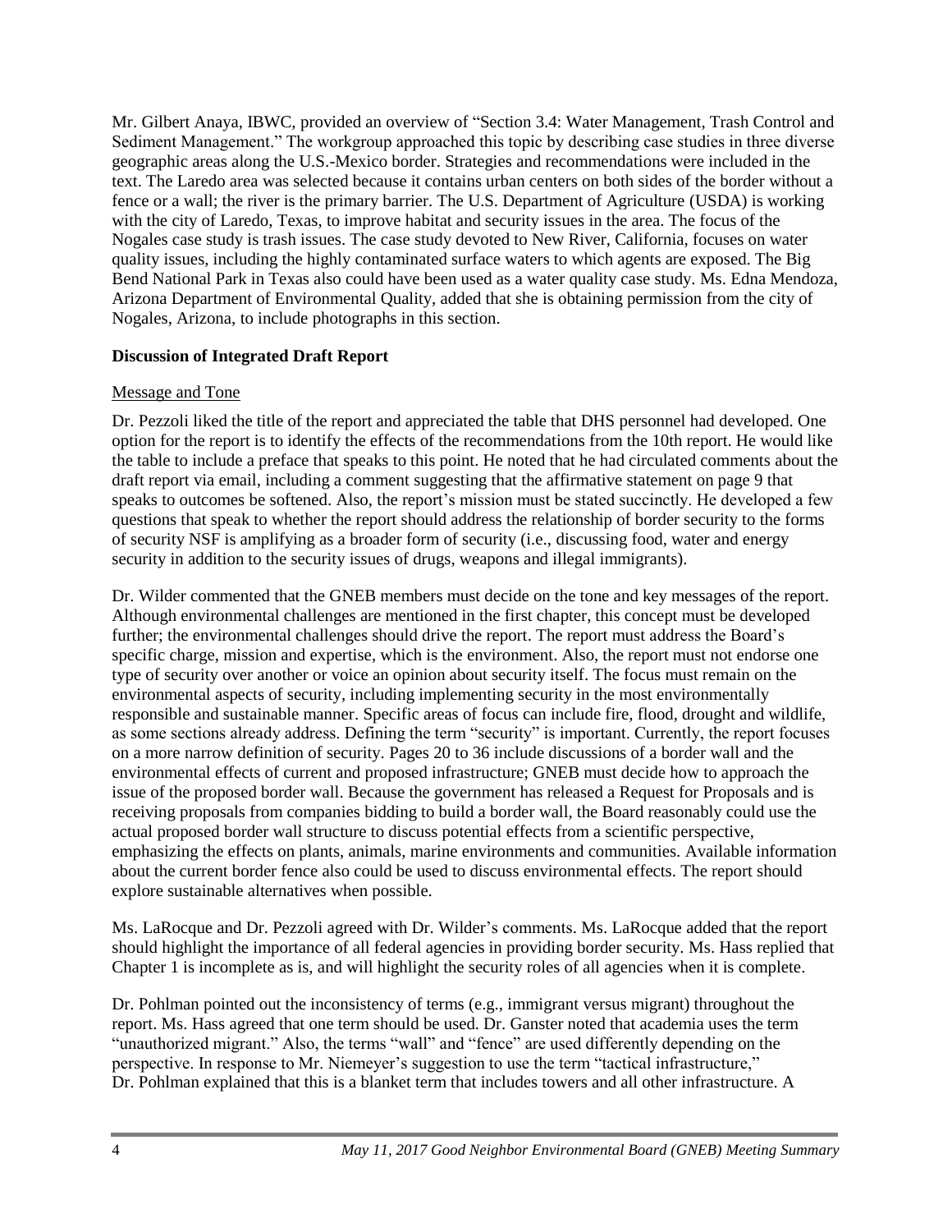Mr. Gilbert Anaya, IBWC, provided an overview of "Section 3.4: Water Management, Trash Control and Sediment Management." The workgroup approached this topic by describing case studies in three diverse geographic areas along the U.S.-Mexico border. Strategies and recommendations were included in the text. The Laredo area was selected because it contains urban centers on both sides of the border without a fence or a wall; the river is the primary barrier. The U.S. Department of Agriculture (USDA) is working with the city of Laredo, Texas, to improve habitat and security issues in the area. The focus of the Nogales case study is trash issues. The case study devoted to New River, California, focuses on water quality issues, including the highly contaminated surface waters to which agents are exposed. The Big Bend National Park in Texas also could have been used as a water quality case study. Ms. Edna Mendoza, Arizona Department of Environmental Quality, added that she is obtaining permission from the city of Nogales, Arizona, to include photographs in this section.

## Discussion of Integrated Draft Report

### Message and Tone

Dr. Pezzoli liked the title of the report and appreciated the table that DHS personnel had developed. One option for the report is to identify the effects of the recommendations from the 10th report. He would like the table to include a preface that speaks to this point. He noted that he had circulated comments about the draft report via email, including a comment suggesting that the affirmative statement on page 9 that speaks to outcomes be softened. Also, the report's mission must be stated succinctly. He developed a few questions that speak to whether the report should address the relationship of border security to the forms of security NSF is amplifying as a broader form of security (i.e., discussing food, water and energy security in addition to the security issues of drugs, weapons and illegal immigrants).

Dr. Wilder commented that the GNEB members must decide on the tone and key messages of the report. Although environmental challenges are mentioned in the first chapter, this concept must be developed further; the environmental challenges should drive the report. The report must address the Board's specific charge, mission and expertise, which is the environment. Also, the report must not endorse one type of security over another or voice an opinion about security itself. The focus must remain on the environmental aspects of security, including implementing security in the most environmentally responsible and sustainable manner. Specific areas of focus can include fire, flood, drought and wildlife, as some sections already address. Defining the term "security" is important. Currently, the report focuses on a more narrow definition of security. Pages 20 to 36 include discussions of a border wall and the environmental effects of current and proposed infrastructure; GNEB must decide how to approach the issue of the proposed border wall. Because the government has released a Request for Proposals and is receiving proposals from companies bidding to build a border wall, the Board reasonably could use the actual proposed border wall structure to discuss potential effects from a scientific perspective, emphasizing the effects on plants, animals, marine environments and communities. Available information about the current border fence also could be used to discuss environmental effects. The report should explore sustainable alternatives when possible.

Ms. LaRocque and Dr. Pezzoli agreed with Dr. Wilder's comments. Ms. LaRocque added that the report should highlight the importance of all federal agencies in providing border security. Ms. Hass replied that Chapter 1 is incomplete as is, and will highlight the security roles of all agencies when it is complete.

Dr. Pohlman pointed out the inconsistency of terms (e.g., immigrant versus migrant) throughout the report. Ms. Hass agreed that one term should be used. Dr. Ganster noted that academia uses the term "unauthorized migrant." Also, the terms "wall" and "fence" are used differently depending on the perspective. In response to Mr. Niemeyer's suggestion to use the term "tactical infrastructure," Dr. Pohlman explained that this is a blanket term that includes towers and all other infrastructure. A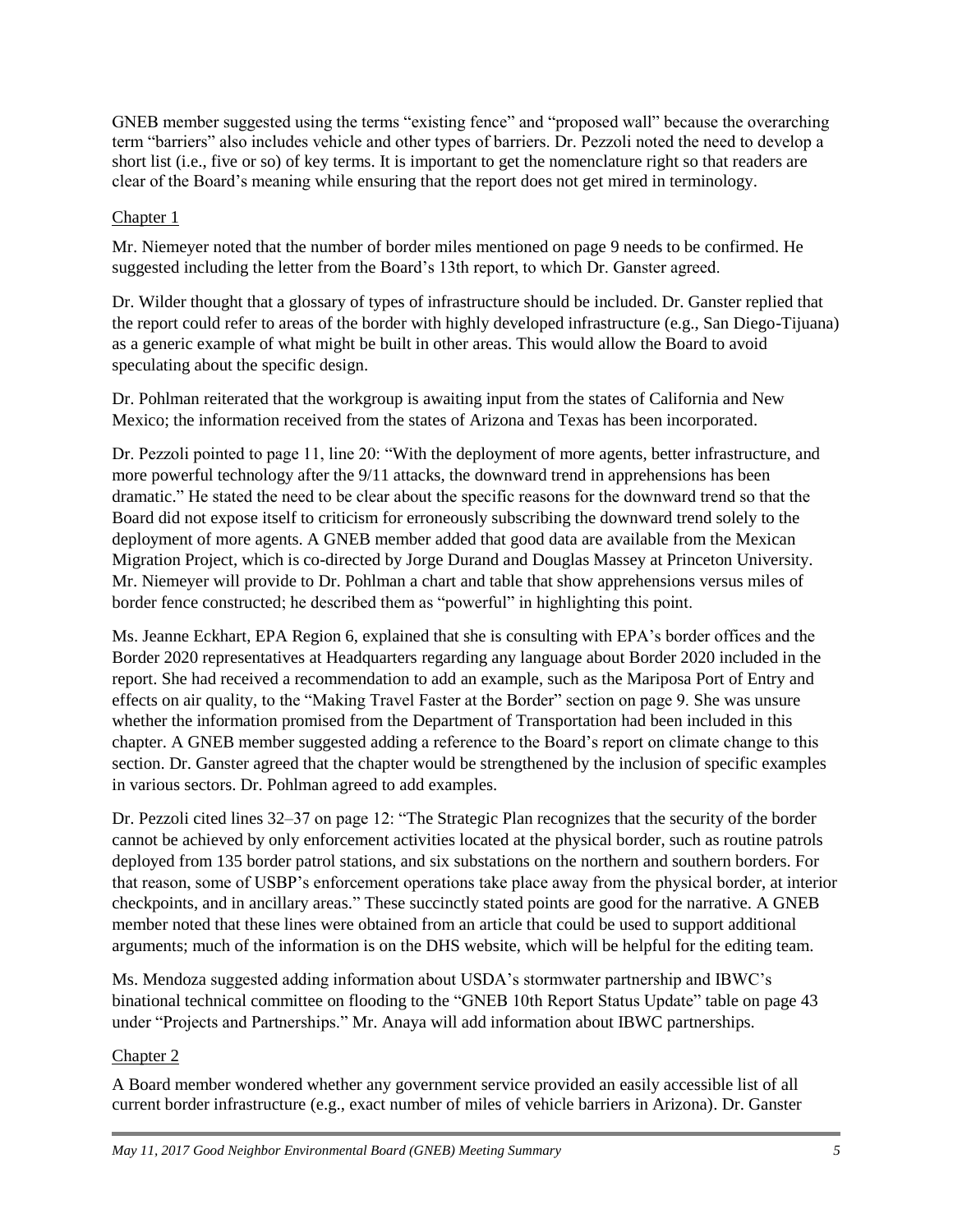GNEB member suggested using the terms "existing fence" and "proposed wall" because the overarching term "barriers" also includes vehicle and other types of barriers. Dr. Pezzoli noted the need to develop a short list (i.e., five or so) of key terms. It is important to get the nomenclature right so that readers are clear of the Board's meaning while ensuring that the report does not get mired in terminology.

### Chapter 1

Mr. Niemeyer noted that the number of border miles mentioned on page 9 needs to be confirmed. He suggested including the letter from the Board's 13th report, to which Dr. Ganster agreed.

Dr. Wilder thought that a glossary of types of infrastructure should be included. Dr. Ganster replied that the report could refer to areas of the border with highly developed infrastructure (e.g., San Diego-Tijuana) as a generic example of what might be built in other areas. This would allow the Board to avoid speculating about the specific design.

Dr. Pohlman reiterated that the workgroup is awaiting input from the states of California and New Mexico; the information received from the states of Arizona and Texas has been incorporated.

Dr. Pezzoli pointed to page 11, line 20: "With the deployment of more agents, better infrastructure, and more powerful technology after the 9/11 attacks, the downward trend in apprehensions has been dramatic." He stated the need to be clear about the specific reasons for the downward trend so that the Board did not expose itself to criticism for erroneously subscribing the downward trend solely to the deployment of more agents. A GNEB member added that good data are available from the Mexican Migration Project, which is co-directed by Jorge Durand and Douglas Massey at Princeton University. Mr. Niemeyer will provide to Dr. Pohlman a chart and table that show apprehensions versus miles of border fence constructed; he described them as "powerful" in highlighting this point.

Ms. Jeanne Eckhart, EPA Region 6, explained that she is consulting with EPA's border offices and the Border 2020 representatives at Headquarters regarding any language about Border 2020 included in the report. She had received a recommendation to add an example, such as the Mariposa Port of Entry and effects on air quality, to the "Making Travel Faster at the Border" section on page 9. She was unsure whether the information promised from the Department of Transportation had been included in this chapter. A GNEB member suggested adding a reference to the Board's report on climate change to this section. Dr. Ganster agreed that the chapter would be strengthened by the inclusion of specific examples in various sectors. Dr. Pohlman agreed to add examples.

Dr. Pezzoli cited lines 32–37 on page 12: "The Strategic Plan recognizes that the security of the border cannot be achieved by only enforcement activities located at the physical border, such as routine patrols deployed from 135 border patrol stations, and six substations on the northern and southern borders. For that reason, some of USBP's enforcement operations take place away from the physical border, at interior checkpoints, and in ancillary areas." These succinctly stated points are good for the narrative. A GNEB member noted that these lines were obtained from an article that could be used to support additional arguments; much of the information is on the DHS website, which will be helpful for the editing team.

Ms. Mendoza suggested adding information about USDA's stormwater partnership and IBWC's binational technical committee on flooding to the "GNEB 10th Report Status Update" table on page 43 under "Projects and Partnerships." Mr. Anaya will add information about IBWC partnerships.

### Chapter 2

A Board member wondered whether any government service provided an easily accessible list of all current border infrastructure (e.g., exact number of miles of vehicle barriers in Arizona). Dr. Ganster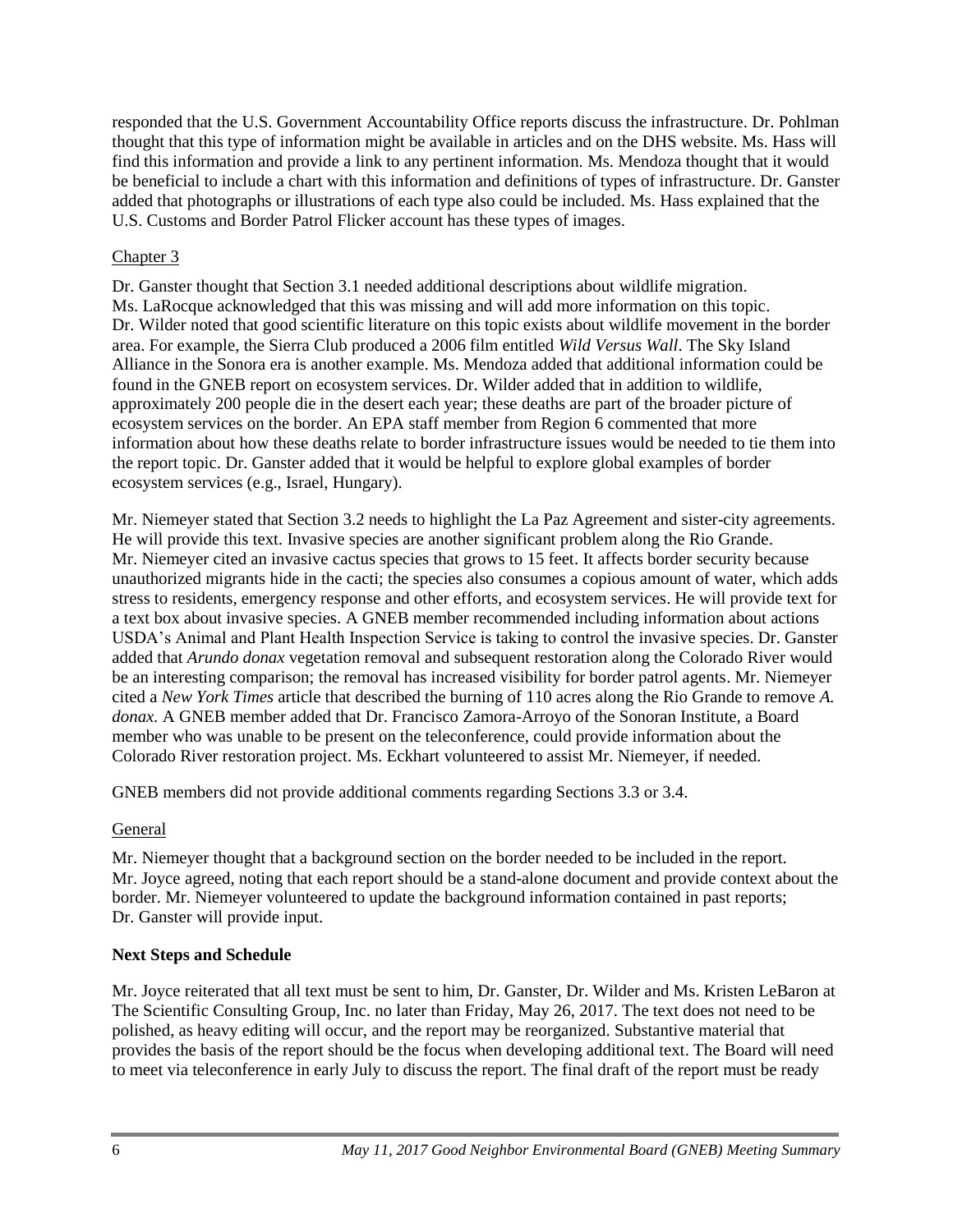responded that the U.S. Government Accountability Office reports discuss the infrastructure. Dr. Pohlman thought that this type of information might be available in articles and on the DHS website. Ms. Hass will find this information and provide a link to any pertinent information. Ms. Mendoza thought that it would be beneficial to include a chart with this information and definitions of types of infrastructure. Dr. Ganster added that photographs or illustrations of each type also could be included. Ms. Hass explained that the U.S. Customs and Border Patrol Flicker account has these types of images.

Chapter 3

Dr. Ganster thought that Section 3.1 needed additional descriptions about wildlife migration. Ms. LaRocque acknowledged that this was missing and will add more information on this topic. Dr. Wilder noted that good scientific literature on this topic exists about wildlife movement in the border area. For example, the Sierra Club produced a 2006 film entitled *Wild Versus Wall*. The Sky Island Alliance in the Sonora era is another example. Ms. Mendoza added that additional information could be found in the GNEB report on ecosystem services. Dr. Wilder added that in addition to wildlife, approximately 200 people die in the desert each year; these deaths are part of the broader picture of ecosystem services on the border. An EPA staff member from Region 6 commented that more information about how these deaths relate to border infrastructure issues would be needed to tie them into the report topic. Dr. Ganster added that it would be helpful to explore global examples of border ecosystem services (e.g., Israel, Hungary).

Mr. Niemeyer stated that Section 3.2 needs to highlight the La Paz Agreement and sister-city agreements. He will provide this text. Invasive species are another significant problem along the Rio Grande. Mr. Niemeyer cited an invasive cactus species that grows to 15 feet. It affects border security because unauthorized migrants hide in the cacti; the species also consumes a copious amount of water, which adds stress to residents, emergency response and other efforts, and ecosystem services. He will provide text for a text box about invasive species. A GNEB member recommended including information about actions USDA's Animal and Plant Health Inspection Service is taking to control the invasive species. Dr. Ganster added that *Arundo donax* vegetation removal and subsequent restoration along the Colorado River would be an interesting comparison; the removal has increased visibility for border patrol agents. Mr. Niemeyer cited a *New York Times* article that described the burning of 110 acres along the Rio Grande to remove *A. donax*. A GNEB member added that Dr. Francisco Zamora-Arroyo of the Sonoran Institute, a Board member who was unable to be present on the teleconference, could provide information about the Colorado River restoration project. Ms. Eckhart volunteered to assist Mr. Niemeyer, if needed.

GNEB members did not provide additional comments regarding Sections 3.3 or 3.4.

General

Mr. Niemeyer thought that a background section on the border needed to be included in the report. Mr. Joyce agreed, noting that each report should be a stand-alone document and provide context about the border. Mr. Niemeyer volunteered to update the background information contained in past reports; Dr. Ganster will provide input.

**Next Steps and Schedule**

Mr. Joyce reiterated that all text must be sent to him, Dr. Ganster, Dr. Wilder and Ms. Kristen LeBaron at The Scientific Consulting Group, Inc. no later than Friday, May 26, 2017. The text does not need to be polished, as heavy editing will occur, and the report may be reorganized. Substantive material that provides the basis of the report should be the focus when developing additional text. The Board will need to meet via teleconference in early July to discuss the report. The final draft of the report must be ready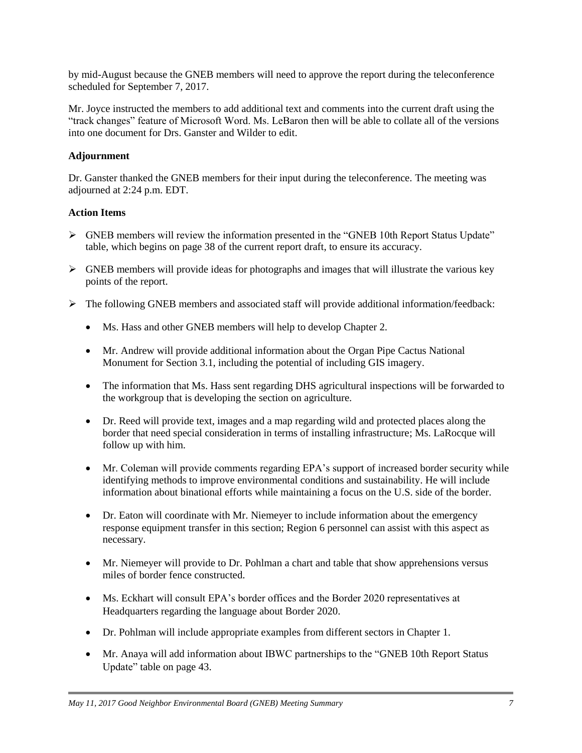by mid-August because the GNEB members will need to approve the report during the teleconference scheduled for September 7, 2017.

Mr. Joyce instructed the members to add additional text and comments into the current draft using the "track changes" feature of Microsoft Word. Ms. LeBaron then will be able to collate all of the versions into one document for Drs. Ganster and Wilder to edit.

**Adjournment**

Dr. Ganster thanked the GNEB members for their input during the teleconference. The meeting was adjourned at 2:24 p.m. EDT.

**Action Items**

- GNEB members will review the information presented in the "GNEB 10th Report Status Update" table, which begins on page 38 of the current report draft, to ensure its accuracy.
- GNEB members will provide ideas for photographs and images that will illustrate the various key points of the report.
- The following GNEB members and associated staff will provide additional information/feedback:
  - Ms. Hass and other GNEB members will help to develop Chapter 2.
  - Mr. Andrew will provide additional information about the Organ Pipe Cactus National Monument for Section 3.1, including the potential of including GIS imagery.
  - The information that Ms. Hass sent regarding DHS agricultural inspections will be forwarded to the workgroup that is developing the section on agriculture.
  - Dr. Reed will provide text, images and a map regarding wild and protected places along the border that need special consideration in terms of installing infrastructure; Ms. LaRocque will follow up with him.
  - Mr. Coleman will provide comments regarding EPA's support of increased border security while identifying methods to improve environmental conditions and sustainability. He will include information about binational efforts while maintaining a focus on the U.S. side of the border.
  - Dr. Eaton will coordinate with Mr. Niemeyer to include information about the emergency response equipment transfer in this section; Region 6 personnel can assist with this aspect as necessary.
  - Mr. Niemeyer will provide to Dr. Pohlman a chart and table that show apprehensions versus miles of border fence constructed.
  - Ms. Eckhart will consult EPA's border offices and the Border 2020 representatives at Headquarters regarding the language about Border 2020.
  - Dr. Pohlman will include appropriate examples from different sectors in Chapter 1.
  - Mr. Anaya will add information about IBWC partnerships to the "GNEB 10th Report Status Update" table on page 43.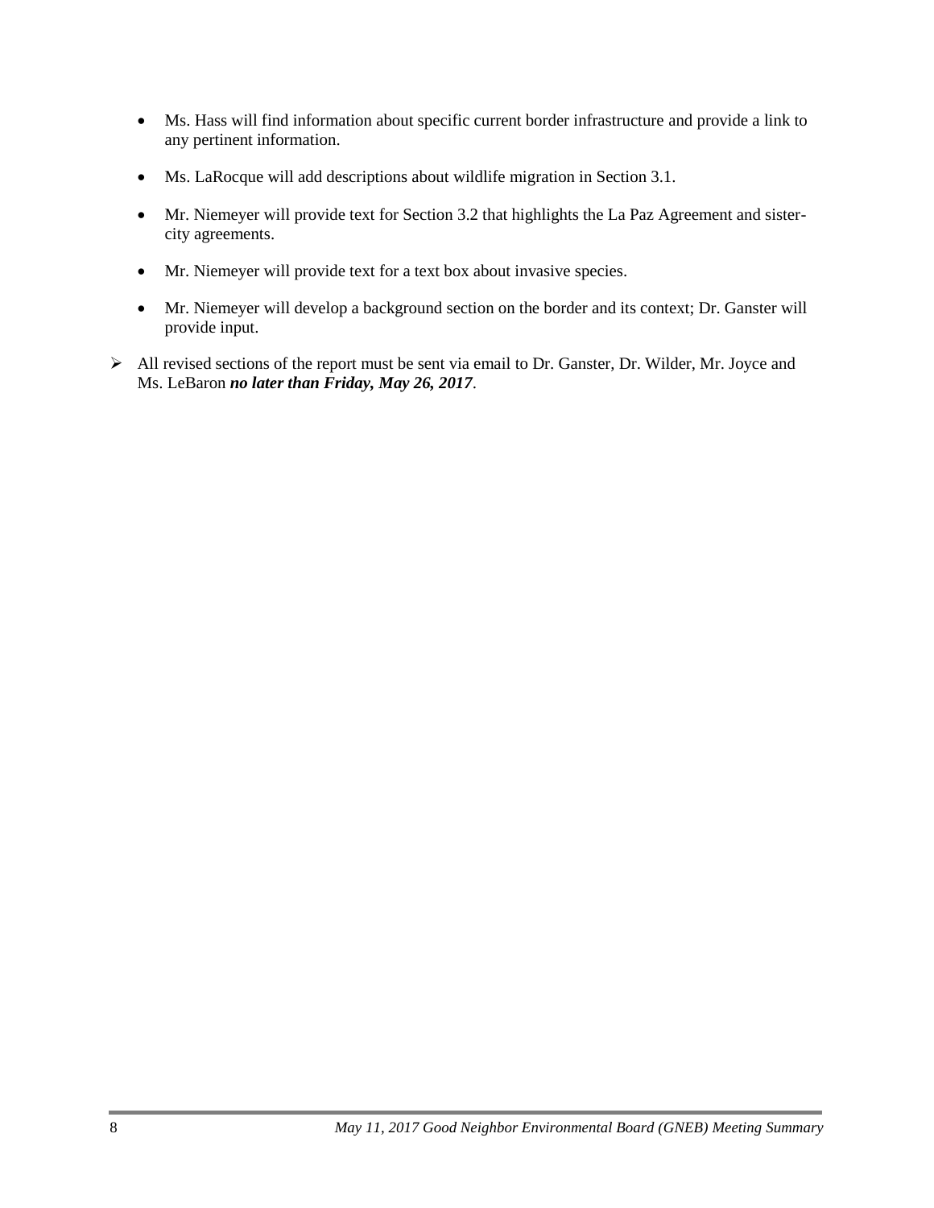- Ms. Hass will find information about specific current border infrastructure and provide a link to any pertinent information.
- Ms. LaRocque will add descriptions about wildlife migration in Section 3.1.
- Mr. Niemeyer will provide text for Section 3.2 that highlights the La Paz Agreement and sister-city agreements.
- Mr. Niemeyer will provide text for a text box about invasive species.
- Mr. Niemeyer will develop a background section on the border and its context; Dr. Ganster will provide input.

➢ All revised sections of the report must be sent via email to Dr. Ganster, Dr. Wilder, Mr. Joyce and Ms. LeBaron ***no later than Friday, May 26, 2017***.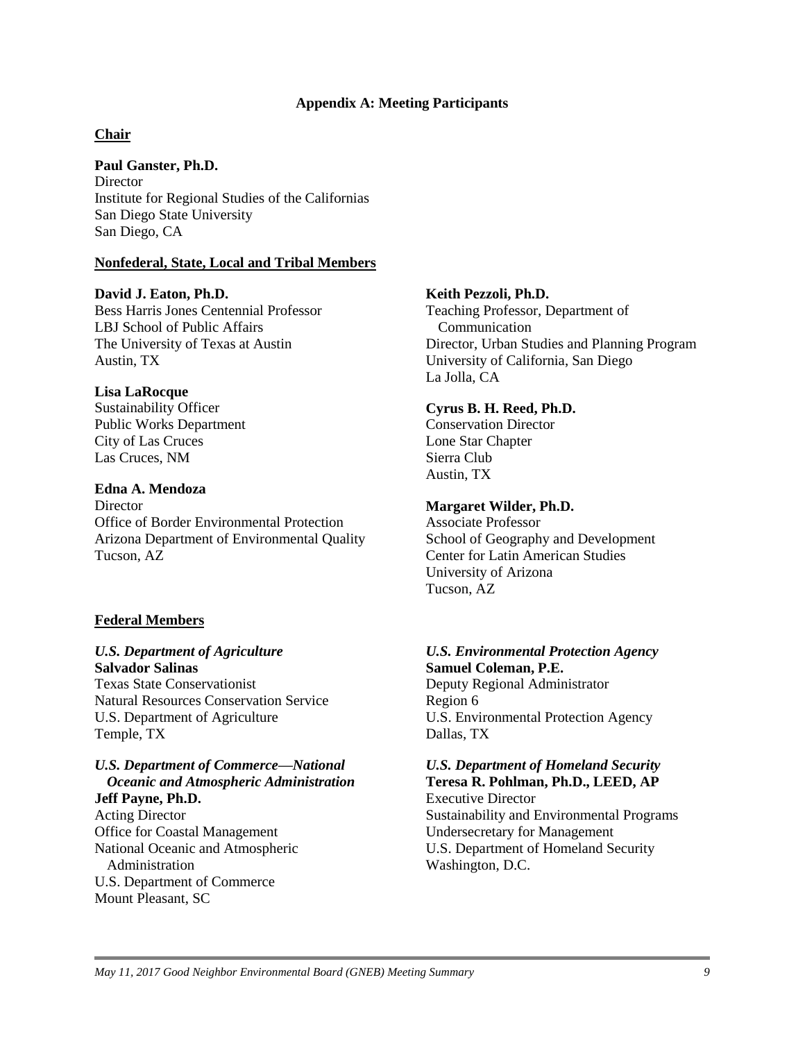## Appendix A: Meeting Participants

### Chair

**Paul Ganster, Ph.D.**
Director
Institute for Regional Studies of the Californias
San Diego State University
San Diego, CA

### Nonfederal, State, Local and Tribal Members

**David J. Eaton, Ph.D.**
Bess Harris Jones Centennial Professor
LBJ School of Public Affairs
The University of Texas at Austin
Austin, TX

**Lisa LaRocque**
Sustainability Officer
Public Works Department
City of Las Cruces
Las Cruces, NM

**Edna A. Mendoza**
Director
Office of Border Environmental Protection
Arizona Department of Environmental Quality
Tucson, AZ

**Keith Pezzoli, Ph.D.**
Teaching Professor, Department of Communication
Director, Urban Studies and Planning Program
University of California, San Diego
La Jolla, CA

**Cyrus B. H. Reed, Ph.D.**
Conservation Director
Lone Star Chapter
Sierra Club
Austin, TX

**Margaret Wilder, Ph.D.**
Associate Professor
School of Geography and Development
Center for Latin American Studies
University of Arizona
Tucson, AZ

### Federal Members

***U.S. Department of Agriculture***
**Salvador Salinas**
Texas State Conservationist
Natural Resources Conservation Service
U.S. Department of Agriculture
Temple, TX

***U.S. Department of Commerce—National Oceanic and Atmospheric Administration***
**Jeff Payne, Ph.D.**
Acting Director
Office for Coastal Management
National Oceanic and Atmospheric Administration
U.S. Department of Commerce
Mount Pleasant, SC

***U.S. Environmental Protection Agency***
**Samuel Coleman, P.E.**
Deputy Regional Administrator
Region 6
U.S. Environmental Protection Agency
Dallas, TX

***U.S. Department of Homeland Security***
**Teresa R. Pohlman, Ph.D., LEED, AP**
Executive Director
Sustainability and Environmental Programs
Undersecretary for Management
U.S. Department of Homeland Security
Washington, D.C.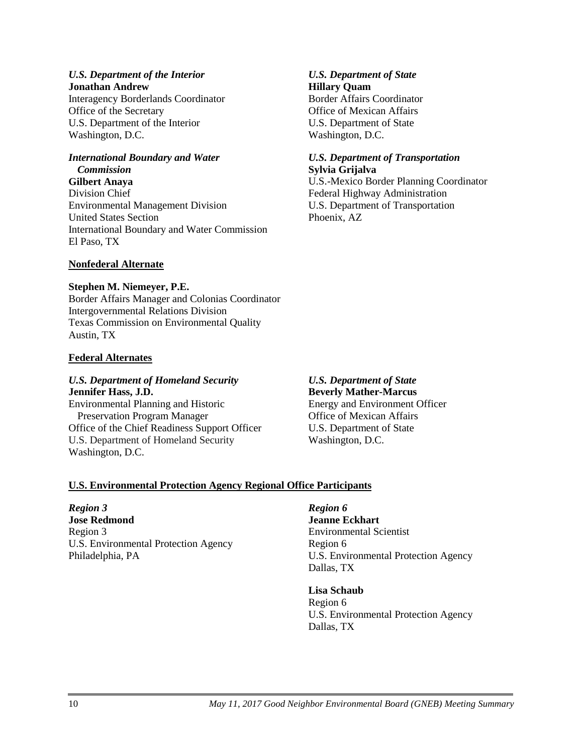*U.S. Department of the Interior*
**Jonathan Andrew**
Interagency Borderlands Coordinator
Office of the Secretary
U.S. Department of the Interior
Washington, D.C.

*International Boundary and Water Commission*
**Gilbert Anaya**
Division Chief
Environmental Management Division
United States Section
International Boundary and Water Commission
El Paso, TX

*U.S. Department of State*
**Hillary Quam**
Border Affairs Coordinator
Office of Mexican Affairs
U.S. Department of State
Washington, D.C.

*U.S. Department of Transportation*
**Sylvia Grijalva**
U.S.-Mexico Border Planning Coordinator
Federal Highway Administration
U.S. Department of Transportation
Phoenix, AZ

## Nonfederal Alternate

**Stephen M. Niemeyer, P.E.**
Border Affairs Manager and Colonias Coordinator
Intergovernmental Relations Division
Texas Commission on Environmental Quality
Austin, TX

## Federal Alternates

*U.S. Department of Homeland Security*
**Jennifer Hass, J.D.**
Environmental Planning and Historic Preservation Program Manager
Office of the Chief Readiness Support Officer
U.S. Department of Homeland Security
Washington, D.C.

*U.S. Department of State*
**Beverly Mather-Marcus**
Energy and Environment Officer
Office of Mexican Affairs
U.S. Department of State
Washington, D.C.

## U.S. Environmental Protection Agency Regional Office Participants

***Region 3***
**Jose Redmond**
Region 3
U.S. Environmental Protection Agency
Philadelphia, PA

***Region 6***
**Jeanne Eckhart**
Environmental Scientist
Region 6
U.S. Environmental Protection Agency
Dallas, TX

**Lisa Schaub**
Region 6
U.S. Environmental Protection Agency
Dallas, TX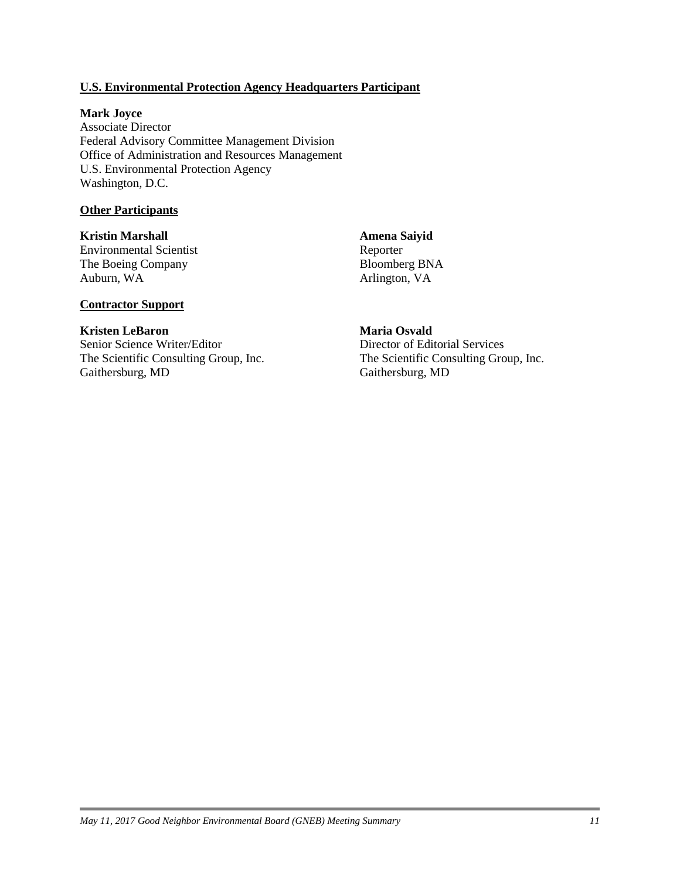**U.S. Environmental Protection Agency Headquarters Participant**

**Mark Joyce**
Associate Director
Federal Advisory Committee Management Division
Office of Administration and Resources Management
U.S. Environmental Protection Agency
Washington, D.C.

**Other Participants**

**Kristin Marshall**
Environmental Scientist
The Boeing Company
Auburn, WA

**Amena Saiyid**
Reporter
Bloomberg BNA
Arlington, VA

**Contractor Support**

**Kristen LeBaron**
Senior Science Writer/Editor
The Scientific Consulting Group, Inc.
Gaithersburg, MD

**Maria Osvald**
Director of Editorial Services
The Scientific Consulting Group, Inc.
Gaithersburg, MD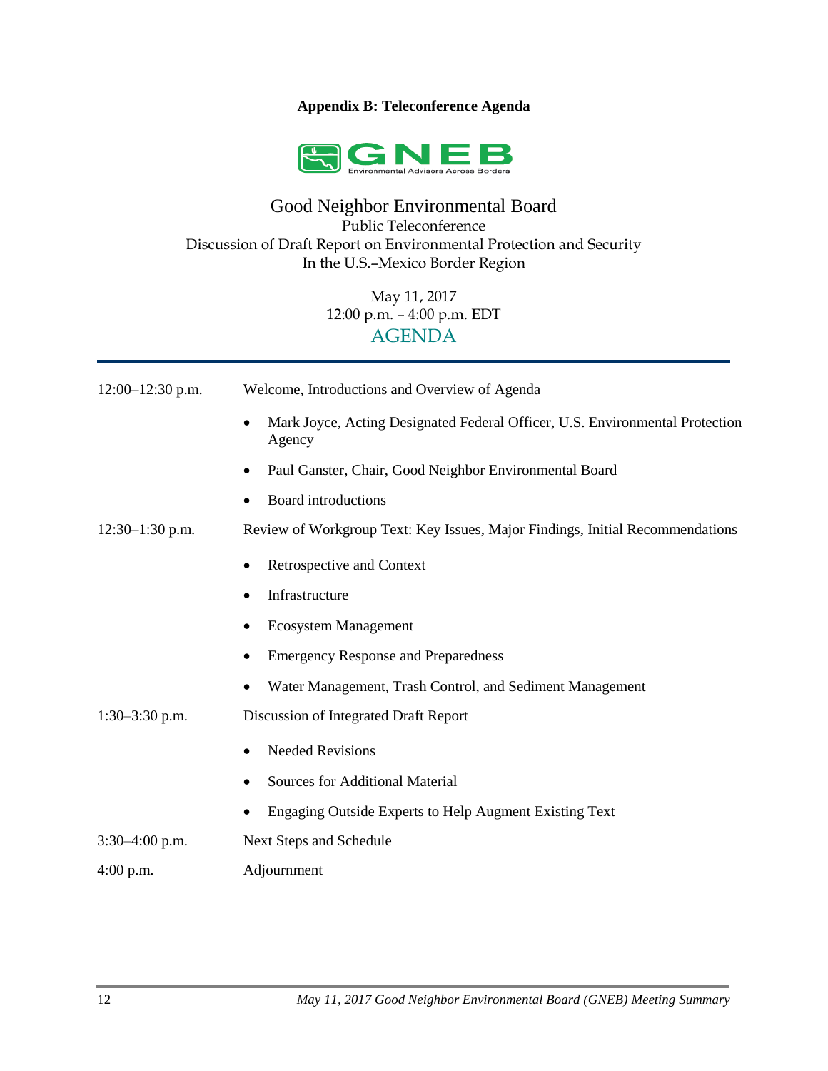**Appendix B: Teleconference Agenda**

GNEB
Environmental Advisors Across Borders

# Good Neighbor Environmental Board

Public Teleconference
Discussion of Draft Report on Environmental Protection and Security
In the U.S.–Mexico Border Region

May 11, 2017
12:00 p.m. – 4:00 p.m. EDT

## AGENDA

12:00–12:30 p.m. — Welcome, Introductions and Overview of Agenda

- Mark Joyce, Acting Designated Federal Officer, U.S. Environmental Protection Agency
- Paul Ganster, Chair, Good Neighbor Environmental Board
- Board introductions

12:30–1:30 p.m. — Review of Workgroup Text: Key Issues, Major Findings, Initial Recommendations

- Retrospective and Context
- Infrastructure
- Ecosystem Management
- Emergency Response and Preparedness
- Water Management, Trash Control, and Sediment Management

1:30–3:30 p.m. — Discussion of Integrated Draft Report

- Needed Revisions
- Sources for Additional Material
- Engaging Outside Experts to Help Augment Existing Text

3:30–4:00 p.m. — Next Steps and Schedule

4:00 p.m. — Adjournment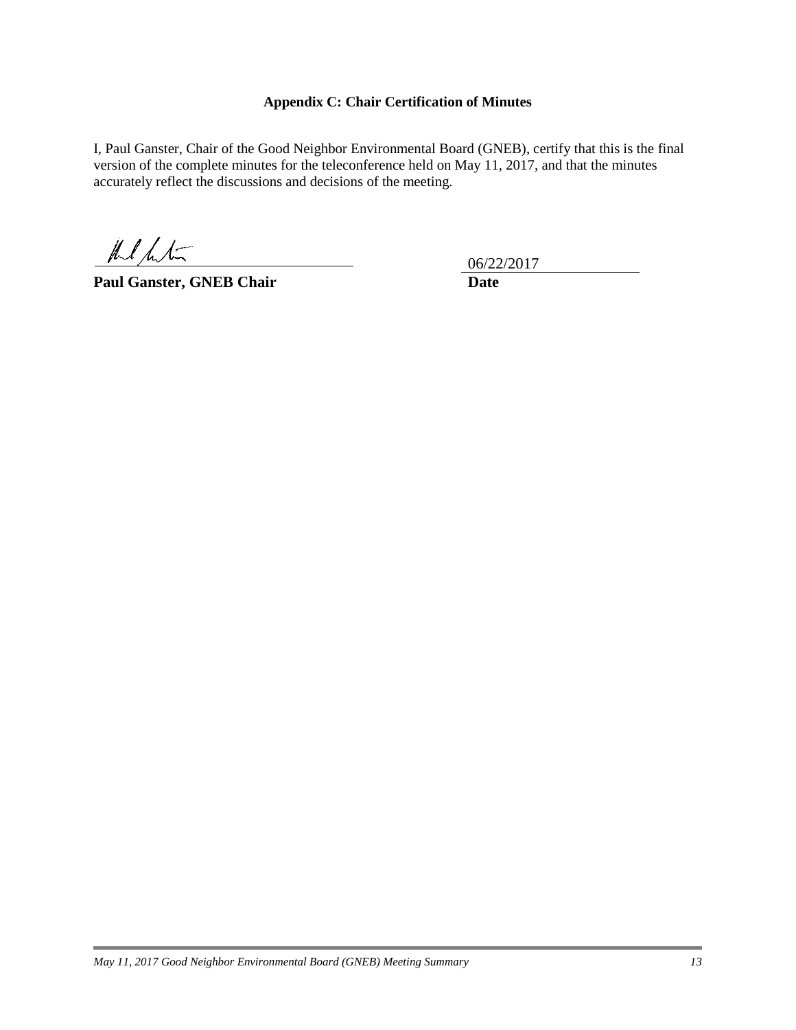**Appendix C: Chair Certification of Minutes**

I, Paul Ganster, Chair of the Good Neighbor Environmental Board (GNEB), certify that this is the final version of the complete minutes for the teleconference held on May 11, 2017, and that the minutes accurately reflect the discussions and decisions of the meeting.

| | |
|---|---|
| _______________________________ | 06/22/2017 |
| **Paul Ganster, GNEB Chair** | **Date** |